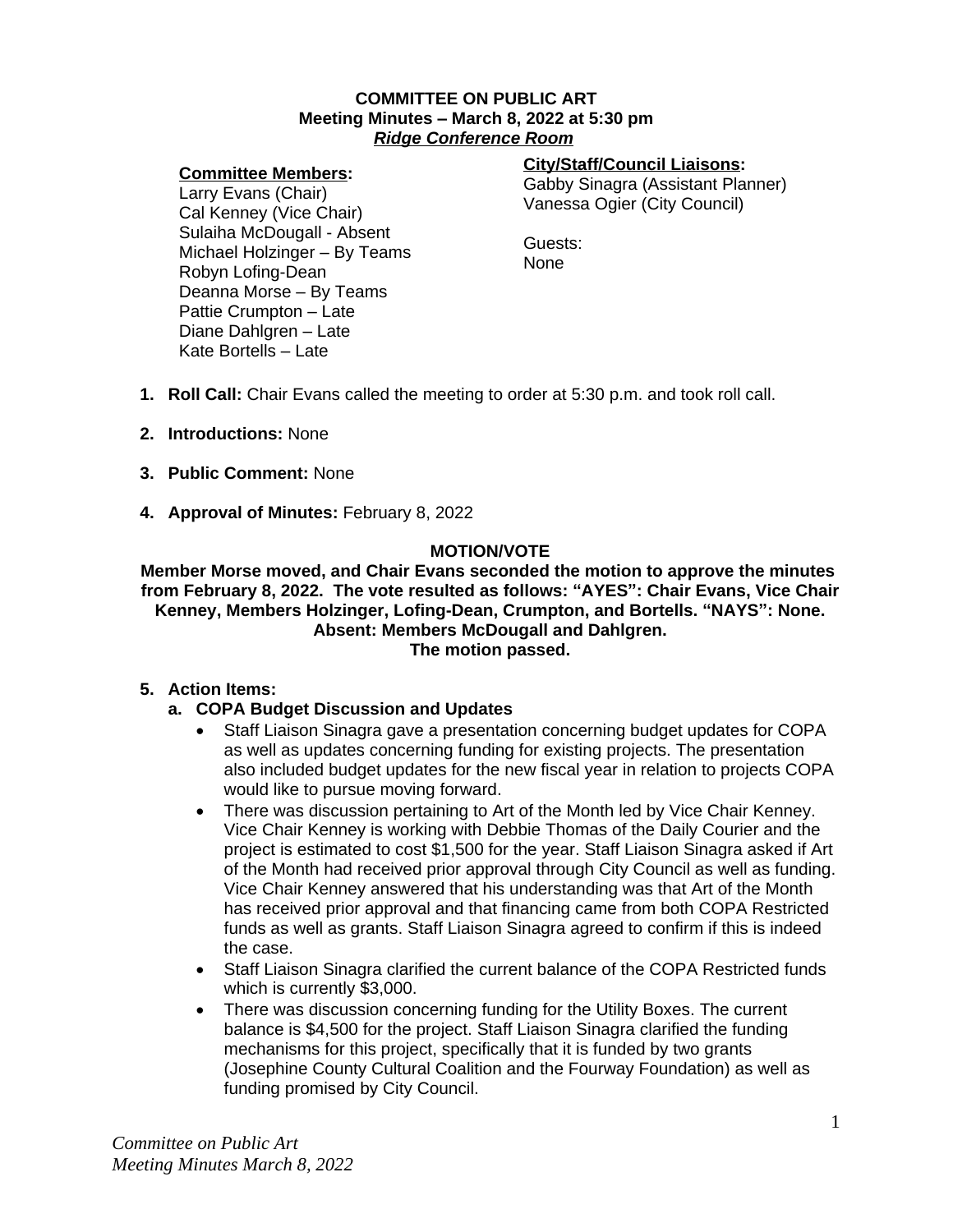**COMMITTEE ON PUBLIC ART**
**Meeting Minutes – March 8, 2022 at 5:30 pm**
***Ridge Conference Room***

**Committee Members:**
Larry Evans (Chair)
Cal Kenney (Vice Chair)
Sulaiha McDougall - Absent
Michael Holzinger – By Teams
Robyn Lofing-Dean
Deanna Morse – By Teams
Pattie Crumpton – Late
Diane Dahlgren – Late
Kate Bortells – Late

**City/Staff/Council Liaisons:**
Gabby Sinagra (Assistant Planner)
Vanessa Ogier (City Council)

Guests:
None

1. **Roll Call:** Chair Evans called the meeting to order at 5:30 p.m. and took roll call.

2. **Introductions:** None

3. **Public Comment:** None

4. **Approval of Minutes:** February 8, 2022

**MOTION/VOTE**

**Member Morse moved, and Chair Evans seconded the motion to approve the minutes from February 8, 2022. The vote resulted as follows: "AYES": Chair Evans, Vice Chair Kenney, Members Holzinger, Lofing-Dean, Crumpton, and Bortells. "NAYS": None. Absent: Members McDougall and Dahlgren. The motion passed.**

5. **Action Items:**
   a. **COPA Budget Discussion and Updates**
      - Staff Liaison Sinagra gave a presentation concerning budget updates for COPA as well as updates concerning funding for existing projects. The presentation also included budget updates for the new fiscal year in relation to projects COPA would like to pursue moving forward.
      - There was discussion pertaining to Art of the Month led by Vice Chair Kenney. Vice Chair Kenney is working with Debbie Thomas of the Daily Courier and the project is estimated to cost $1,500 for the year. Staff Liaison Sinagra asked if Art of the Month had received prior approval through City Council as well as funding. Vice Chair Kenney answered that his understanding was that Art of the Month has received prior approval and that financing came from both COPA Restricted funds as well as grants. Staff Liaison Sinagra agreed to confirm if this is indeed the case.
      - Staff Liaison Sinagra clarified the current balance of the COPA Restricted funds which is currently $3,000.
      - There was discussion concerning funding for the Utility Boxes. The current balance is $4,500 for the project. Staff Liaison Sinagra clarified the funding mechanisms for this project, specifically that it is funded by two grants (Josephine County Cultural Coalition and the Fourway Foundation) as well as funding promised by City Council.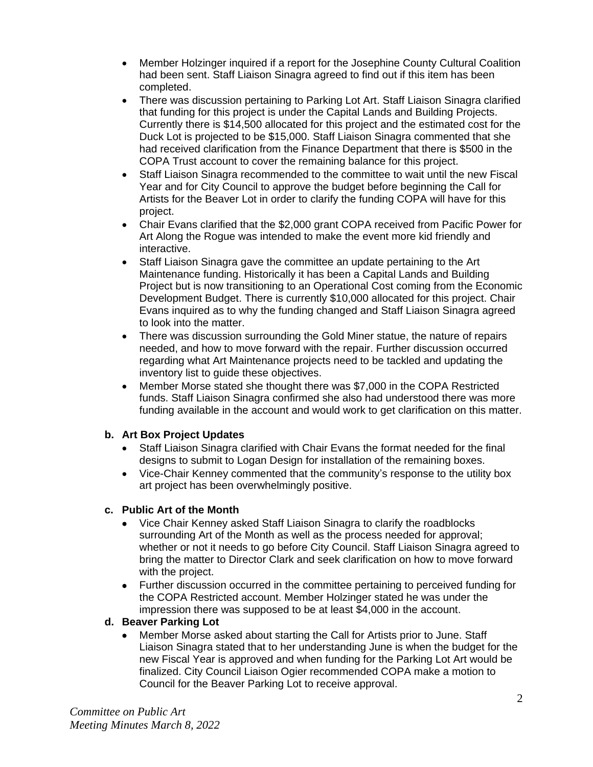- Member Holzinger inquired if a report for the Josephine County Cultural Coalition had been sent. Staff Liaison Sinagra agreed to find out if this item has been completed.
- There was discussion pertaining to Parking Lot Art. Staff Liaison Sinagra clarified that funding for this project is under the Capital Lands and Building Projects. Currently there is $14,500 allocated for this project and the estimated cost for the Duck Lot is projected to be $15,000. Staff Liaison Sinagra commented that she had received clarification from the Finance Department that there is $500 in the COPA Trust account to cover the remaining balance for this project.
- Staff Liaison Sinagra recommended to the committee to wait until the new Fiscal Year and for City Council to approve the budget before beginning the Call for Artists for the Beaver Lot in order to clarify the funding COPA will have for this project.
- Chair Evans clarified that the $2,000 grant COPA received from Pacific Power for Art Along the Rogue was intended to make the event more kid friendly and interactive.
- Staff Liaison Sinagra gave the committee an update pertaining to the Art Maintenance funding. Historically it has been a Capital Lands and Building Project but is now transitioning to an Operational Cost coming from the Economic Development Budget. There is currently $10,000 allocated for this project. Chair Evans inquired as to why the funding changed and Staff Liaison Sinagra agreed to look into the matter.
- There was discussion surrounding the Gold Miner statue, the nature of repairs needed, and how to move forward with the repair. Further discussion occurred regarding what Art Maintenance projects need to be tackled and updating the inventory list to guide these objectives.
- Member Morse stated she thought there was $7,000 in the COPA Restricted funds. Staff Liaison Sinagra confirmed she also had understood there was more funding available in the account and would work to get clarification on this matter.

**b. Art Box Project Updates**

- Staff Liaison Sinagra clarified with Chair Evans the format needed for the final designs to submit to Logan Design for installation of the remaining boxes.
- Vice-Chair Kenney commented that the community's response to the utility box art project has been overwhelmingly positive.

**c. Public Art of the Month**

- Vice Chair Kenney asked Staff Liaison Sinagra to clarify the roadblocks surrounding Art of the Month as well as the process needed for approval; whether or not it needs to go before City Council. Staff Liaison Sinagra agreed to bring the matter to Director Clark and seek clarification on how to move forward with the project.
- Further discussion occurred in the committee pertaining to perceived funding for the COPA Restricted account. Member Holzinger stated he was under the impression there was supposed to be at least $4,000 in the account.

**d. Beaver Parking Lot**

- Member Morse asked about starting the Call for Artists prior to June. Staff Liaison Sinagra stated that to her understanding June is when the budget for the new Fiscal Year is approved and when funding for the Parking Lot Art would be finalized. City Council Liaison Ogier recommended COPA make a motion to Council for the Beaver Parking Lot to receive approval.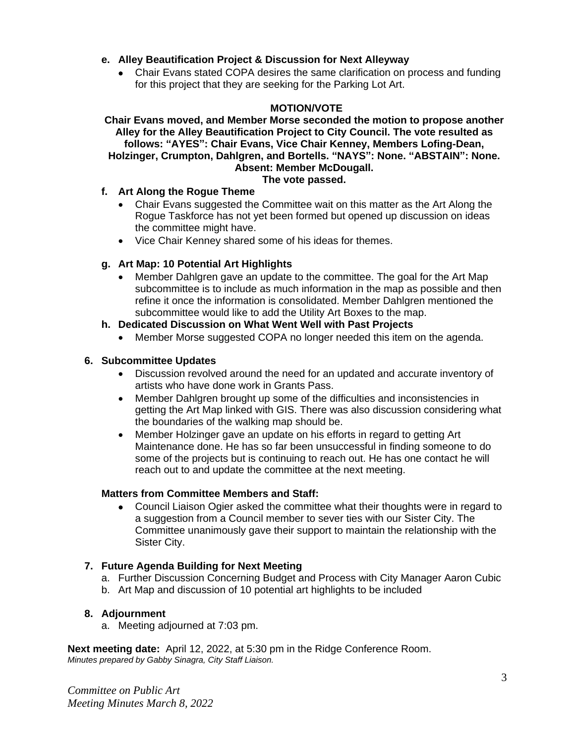e. **Alley Beautification Project & Discussion for Next Alleyway**
   - Chair Evans stated COPA desires the same clarification on process and funding for this project that they are seeking for the Parking Lot Art.

**MOTION/VOTE**

**Chair Evans moved, and Member Morse seconded the motion to propose another Alley for the Alley Beautification Project to City Council. The vote resulted as follows: "AYES": Chair Evans, Vice Chair Kenney, Members Lofing-Dean, Holzinger, Crumpton, Dahlgren, and Bortells. "NAYS": None. "ABSTAIN": None. Absent: Member McDougall.**

**The vote passed.**

f. **Art Along the Rogue Theme**
   - Chair Evans suggested the Committee wait on this matter as the Art Along the Rogue Taskforce has not yet been formed but opened up discussion on ideas the committee might have.
   - Vice Chair Kenney shared some of his ideas for themes.

g. **Art Map: 10 Potential Art Highlights**
   - Member Dahlgren gave an update to the committee. The goal for the Art Map subcommittee is to include as much information in the map as possible and then refine it once the information is consolidated. Member Dahlgren mentioned the subcommittee would like to add the Utility Art Boxes to the map.

h. **Dedicated Discussion on What Went Well with Past Projects**
   - Member Morse suggested COPA no longer needed this item on the agenda.

**6. Subcommittee Updates**

- Discussion revolved around the need for an updated and accurate inventory of artists who have done work in Grants Pass.
- Member Dahlgren brought up some of the difficulties and inconsistencies in getting the Art Map linked with GIS. There was also discussion considering what the boundaries of the walking map should be.
- Member Holzinger gave an update on his efforts in regard to getting Art Maintenance done. He has so far been unsuccessful in finding someone to do some of the projects but is continuing to reach out. He has one contact he will reach out to and update the committee at the next meeting.

**Matters from Committee Members and Staff:**

- Council Liaison Ogier asked the committee what their thoughts were in regard to a suggestion from a Council member to sever ties with our Sister City. The Committee unanimously gave their support to maintain the relationship with the Sister City.

**7. Future Agenda Building for Next Meeting**

a. Further Discussion Concerning Budget and Process with City Manager Aaron Cubic
b. Art Map and discussion of 10 potential art highlights to be included

**8. Adjournment**

a. Meeting adjourned at 7:03 pm.

**Next meeting date:** April 12, 2022, at 5:30 pm in the Ridge Conference Room.
*Minutes prepared by Gabby Sinagra, City Staff Liaison.*